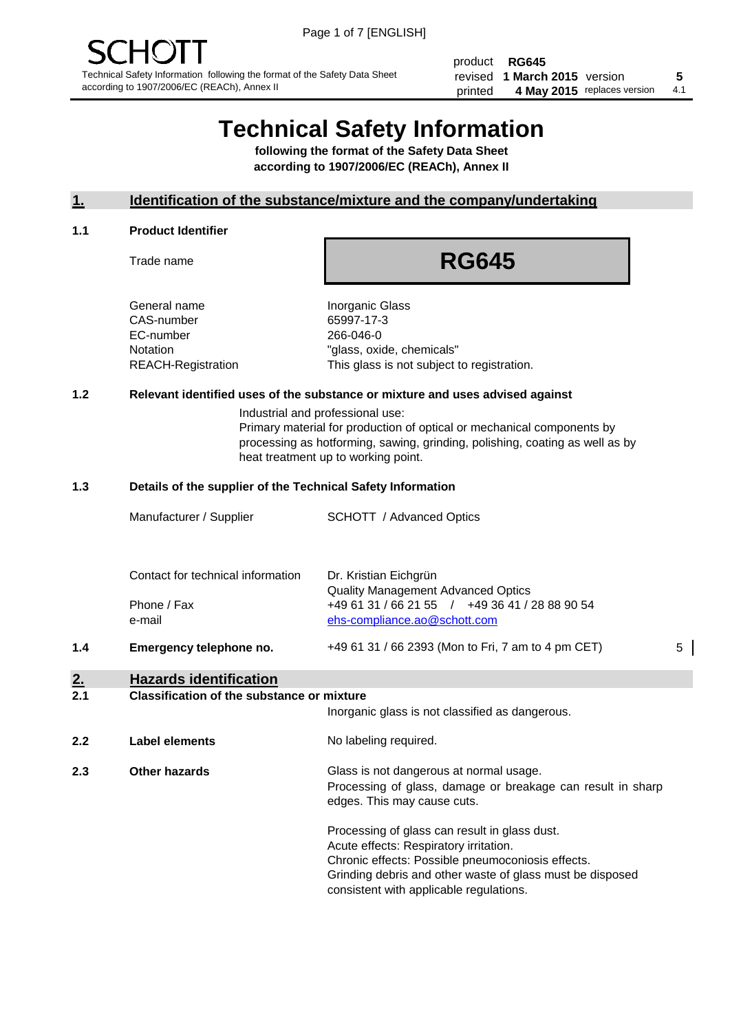SCHOTT

Technical Safety Information following the format of the Safety Data Sheet according to 1907/2006/EC (REACh), Annex II

| product | RG645 | | |
|---|---|---|---|
| revised | 1 March 2015 | version | 5 |
| printed | 4 May 2015 | replaces version | 4.1 |

# Technical Safety Information

**following the format of the Safety Data Sheet according to 1907/2006/EC (REACh), Annex II**

## 1. Identification of the substance/mixture and the company/undertaking

### 1.1 Product Identifier

Trade name: **RG645**

| | |
|---|---|
| General name | Inorganic Glass |
| CAS-number | 65997-17-3 |
| EC-number | 266-046-0 |
| Notation | "glass, oxide, chemicals" |
| REACH-Registration | This glass is not subject to registration. |

### 1.2 Relevant identified uses of the substance or mixture and uses advised against

Industrial and professional use:
Primary material for production of optical or mechanical components by processing as hotforming, sawing, grinding, polishing, coating as well as by heat treatment up to working point.

### 1.3 Details of the supplier of the Technical Safety Information

| | |
|---|---|
| Manufacturer / Supplier | SCHOTT / Advanced Optics |
| Contact for technical information | Dr. Kristian Eichgrün<br>Quality Management Advanced Optics |
| Phone / Fax | +49 61 31 / 66 21 55 / +49 36 41 / 28 88 90 54 |
| e-mail | ehs-compliance.ao@schott.com |

### 1.4 Emergency telephone no.

+49 61 31 / 66 2393 (Mon to Fri, 7 am to 4 pm CET) 5

## 2. Hazards identification

### 2.1 Classification of the substance or mixture

Inorganic glass is not classified as dangerous.

### 2.2 Label elements

No labeling required.

### 2.3 Other hazards

Glass is not dangerous at normal usage.
Processing of glass, damage or breakage can result in sharp edges. This may cause cuts.

Processing of glass can result in glass dust.
Acute effects: Respiratory irritation.
Chronic effects: Possible pneumoconiosis effects.
Grinding debris and other waste of glass must be disposed consistent with applicable regulations.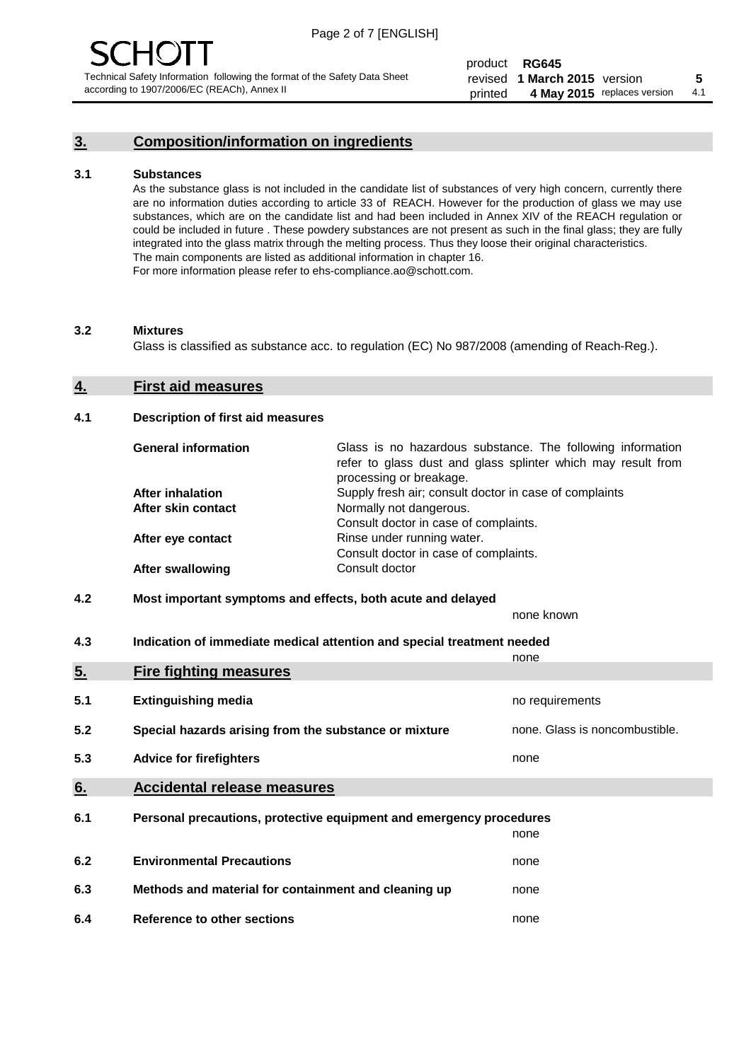## 3. Composition/information on ingredients

### 3.1 Substances

As the substance glass is not included in the candidate list of substances of very high concern, currently there are no information duties according to article 33 of REACH. However for the production of glass we may use substances, which are on the candidate list and had been included in Annex XIV of the REACH regulation or could be included in future . These powdery substances are not present as such in the final glass; they are fully integrated into the glass matrix through the melting process. Thus they loose their original characteristics. The main components are listed as additional information in chapter 16.
For more information please refer to ehs-compliance.ao@schott.com.

### 3.2 Mixtures

Glass is classified as substance acc. to regulation (EC) No 987/2008 (amending of Reach-Reg.).

## 4. First aid measures

### 4.1 Description of first aid measures

| | |
|---|---|
| **General information** | Glass is no hazardous substance. The following information refer to glass dust and glass splinter which may result from processing or breakage. |
| **After inhalation** | Supply fresh air; consult doctor in case of complaints |
| **After skin contact** | Normally not dangerous. Consult doctor in case of complaints. |
| **After eye contact** | Rinse under running water. Consult doctor in case of complaints. |
| **After swallowing** | Consult doctor |

### 4.2 Most important symptoms and effects, both acute and delayed

none known

### 4.3 Indication of immediate medical attention and special treatment needed

none

## 5. Fire fighting measures

| | | |
|---|---|---|
| 5.1 | Extinguishing media | no requirements |
| 5.2 | Special hazards arising from the substance or mixture | none. Glass is noncombustible. |
| 5.3 | Advice for firefighters | none |

## 6. Accidental release measures

| | | |
|---|---|---|
| 6.1 | Personal precautions, protective equipment and emergency procedures | none |
| 6.2 | Environmental Precautions | none |
| 6.3 | Methods and material for containment and cleaning up | none |
| 6.4 | Reference to other sections | none |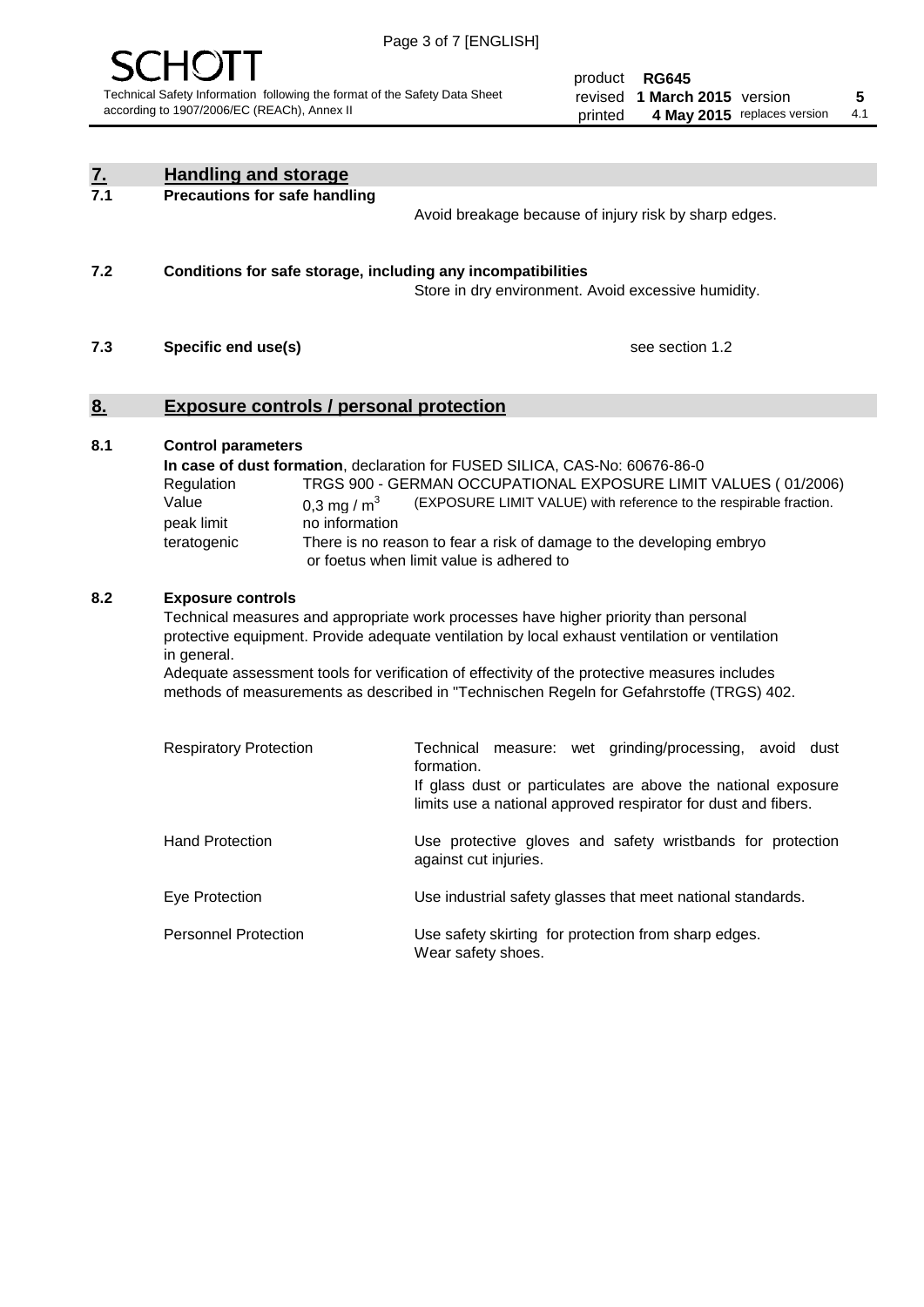## 7. Handling and storage

### 7.1 Precautions for safe handling

Avoid breakage because of injury risk by sharp edges.

### 7.2 Conditions for safe storage, including any incompatibilities

Store in dry environment. Avoid excessive humidity.

### 7.3 Specific end use(s)

see section 1.2

## 8. Exposure controls / personal protection

### 8.1 Control parameters

**In case of dust formation**, declaration for FUSED SILICA, CAS-No: 60676-86-0

| | | |
|---|---|---|
| Regulation | TRGS 900 - GERMAN OCCUPATIONAL EXPOSURE LIMIT VALUES ( 01/2006) | |
| Value | 0,3 mg / $m^3$ | (EXPOSURE LIMIT VALUE) with reference to the respirable fraction. |
| peak limit | no information | |
| teratogenic | There is no reason to fear a risk of damage to the developing embryo or foetus when limit value is adhered to | |

### 8.2 Exposure controls

Technical measures and appropriate work processes have higher priority than personal protective equipment. Provide adequate ventilation by local exhaust ventilation or ventilation in general.

Adequate assessment tools for verification of effectivity of the protective measures includes methods of measurements as described in "Technischen Regeln for Gefahrstoffe (TRGS) 402.

| | |
|---|---|
| Respiratory Protection | Technical measure: wet grinding/processing, avoid dust formation. If glass dust or particulates are above the national exposure limits use a national approved respirator for dust and fibers. |
| Hand Protection | Use protective gloves and safety wristbands for protection against cut injuries. |
| Eye Protection | Use industrial safety glasses that meet national standards. |
| Personnel Protection | Use safety skirting for protection from sharp edges. Wear safety shoes. |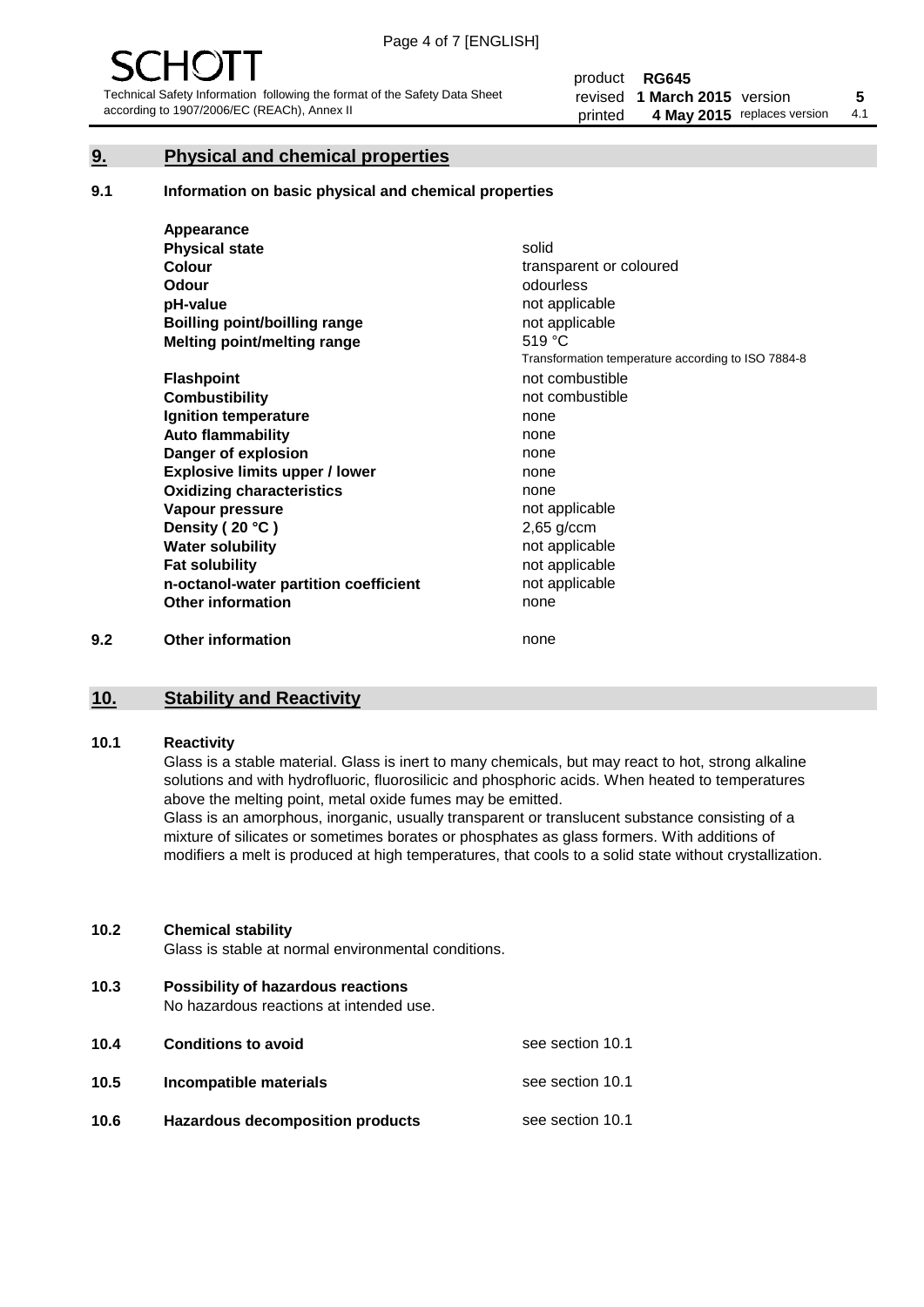## 9. Physical and chemical properties

### 9.1 Information on basic physical and chemical properties

| Property | Value |
|---|---|
| **Appearance** | |
| **Physical state** | solid |
| **Colour** | transparent or coloured |
| **Odour** | odourless |
| **pH-value** | not applicable |
| **Boilling point/boilling range** | not applicable |
| **Melting point/melting range** | 519 °C<br>Transformation temperature according to ISO 7884-8 |
| **Flashpoint** | not combustible |
| **Combustibility** | not combustible |
| **Ignition temperature** | none |
| **Auto flammability** | none |
| **Danger of explosion** | none |
| **Explosive limits upper / lower** | none |
| **Oxidizing characteristics** | none |
| **Vapour pressure** | not applicable |
| **Density ( 20 °C )** | 2,65 g/ccm |
| **Water solubility** | not applicable |
| **Fat solubility** | not applicable |
| **n-octanol-water partition coefficient** | not applicable |
| **Other information** | none |

### 9.2 Other information

none

## 10. Stability and Reactivity

### 10.1 Reactivity

Glass is a stable material. Glass is inert to many chemicals, but may react to hot, strong alkaline solutions and with hydrofluoric, fluorosilicic and phosphoric acids. When heated to temperatures above the melting point, metal oxide fumes may be emitted.

Glass is an amorphous, inorganic, usually transparent or translucent substance consisting of a mixture of silicates or sometimes borates or phosphates as glass formers. With additions of modifiers a melt is produced at high temperatures, that cools to a solid state without crystallization.

### 10.2 Chemical stability

Glass is stable at normal environmental conditions.

### 10.3 Possibility of hazardous reactions

No hazardous reactions at intended use.

### 10.4 Conditions to avoid

see section 10.1

### 10.5 Incompatible materials

see section 10.1

### 10.6 Hazardous decomposition products

see section 10.1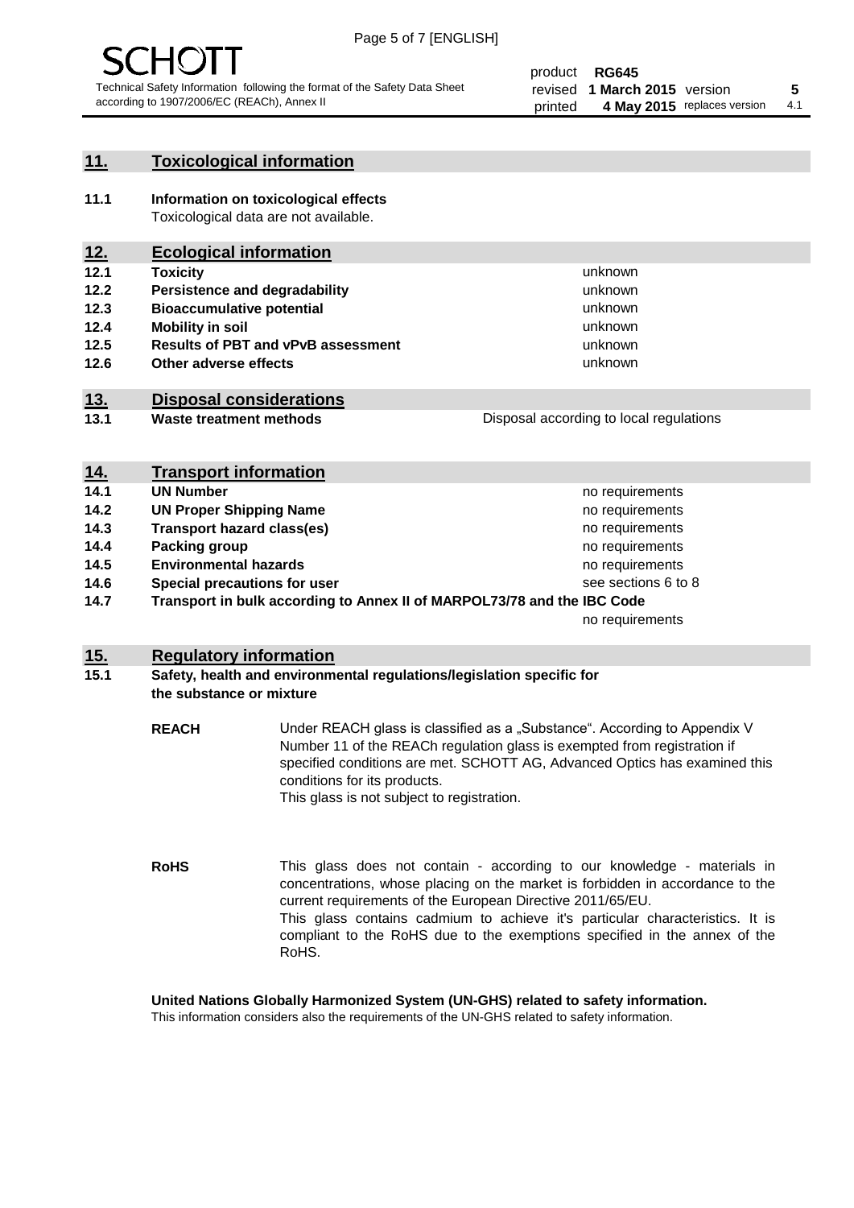## 11. Toxicological information

**11.1 Information on toxicological effects**
Toxicological data are not available.

## 12. Ecological information

| | | |
|---|---|---|
| **12.1** | **Toxicity** | unknown |
| **12.2** | **Persistence and degradability** | unknown |
| **12.3** | **Bioaccumulative potential** | unknown |
| **12.4** | **Mobility in soil** | unknown |
| **12.5** | **Results of PBT and vPvB assessment** | unknown |
| **12.6** | **Other adverse effects** | unknown |

## 13. Disposal considerations

| | | |
|---|---|---|
| **13.1** | **Waste treatment methods** | Disposal according to local regulations |

## 14. Transport information

| | | |
|---|---|---|
| **14.1** | **UN Number** | no requirements |
| **14.2** | **UN Proper Shipping Name** | no requirements |
| **14.3** | **Transport hazard class(es)** | no requirements |
| **14.4** | **Packing group** | no requirements |
| **14.5** | **Environmental hazards** | no requirements |
| **14.6** | **Special precautions for user** | see sections 6 to 8 |
| **14.7** | **Transport in bulk according to Annex II of MARPOL73/78 and the IBC Code** | no requirements |

## 15. Regulatory information

**15.1 Safety, health and environmental regulations/legislation specific for the substance or mixture**

**REACH**

Under REACH glass is classified as a „Substance“. According to Appendix V Number 11 of the REACh regulation glass is exempted from registration if specified conditions are met. SCHOTT AG, Advanced Optics has examined this conditions for its products.
This glass is not subject to registration.

**RoHS**

This glass does not contain - according to our knowledge - materials in concentrations, whose placing on the market is forbidden in accordance to the current requirements of the European Directive 2011/65/EU.
This glass contains cadmium to achieve it's particular characteristics. It is compliant to the RoHS due to the exemptions specified in the annex of the RoHS.

**United Nations Globally Harmonized System (UN-GHS) related to safety information.**
This information considers also the requirements of the UN-GHS related to safety information.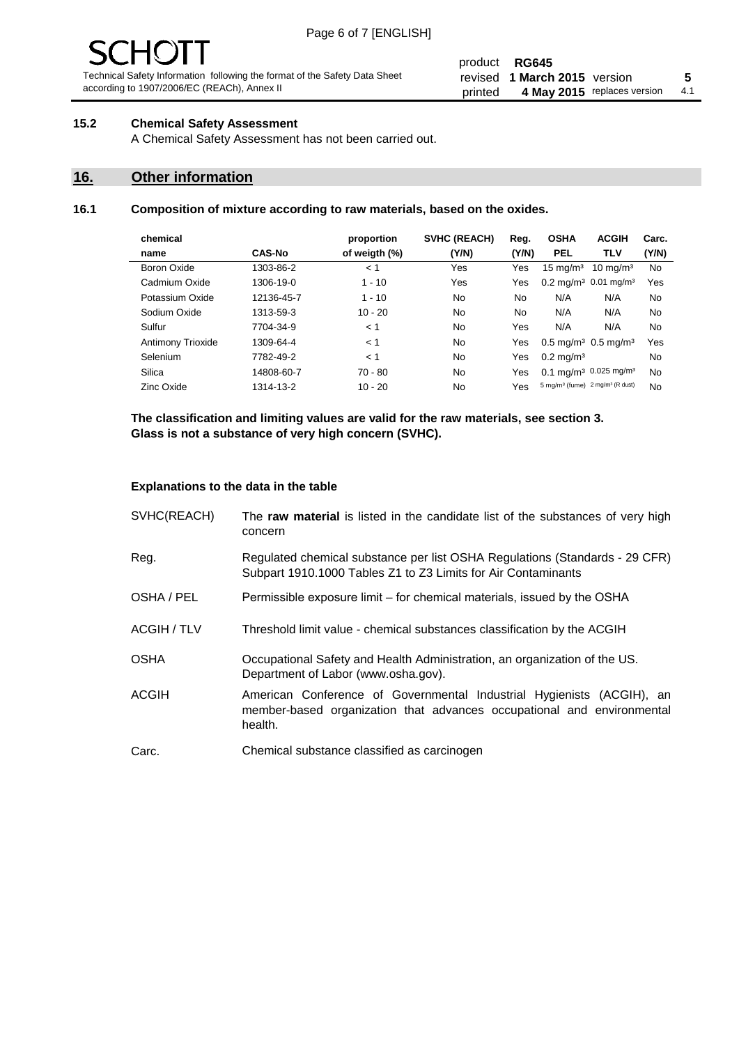### 15.2 Chemical Safety Assessment

A Chemical Safety Assessment has not been carried out.

## 16. Other information

### 16.1 Composition of mixture according to raw materials, based on the oxides.

| chemical name | CAS-No | proportion of weigth (%) | SVHC (REACH) (Y/N) | Reg. (Y/N) | OSHA PEL | ACGIH TLV | Carc. (Y/N) |
|---|---|---|---|---|---|---|---|
| Boron Oxide | 1303-86-2 | < 1 | Yes | Yes | 15 mg/m³ | 10 mg/m³ | No |
| Cadmium Oxide | 1306-19-0 | 1 - 10 | Yes | Yes | 0.2 mg/m³ | 0.01 mg/m³ | Yes |
| Potassium Oxide | 12136-45-7 | 1 - 10 | No | No | N/A | N/A | No |
| Sodium Oxide | 1313-59-3 | 10 - 20 | No | No | N/A | N/A | No |
| Sulfur | 7704-34-9 | < 1 | No | Yes | N/A | N/A | No |
| Antimony Trioxide | 1309-64-4 | < 1 | No | Yes | 0.5 mg/m³ | 0.5 mg/m³ | Yes |
| Selenium | 7782-49-2 | < 1 | No | Yes | 0.2 mg/m³ | | No |
| Silica | 14808-60-7 | 70 - 80 | No | Yes | 0.1 mg/m³ | 0.025 mg/m³ | No |
| Zinc Oxide | 1314-13-2 | 10 - 20 | No | Yes | 5 mg/m³ (fume) | 2 mg/m³ (R dust) | No |

**The classification and limiting values are valid for the raw materials, see section 3.**
**Glass is not a substance of very high concern (SVHC).**

#### Explanations to the data in the table

| | |
|---|---|
| SVHC(REACH) | The **raw material** is listed in the candidate list of the substances of very high concern |
| Reg. | Regulated chemical substance per list OSHA Regulations (Standards - 29 CFR) Subpart 1910.1000 Tables Z1 to Z3 Limits for Air Contaminants |
| OSHA / PEL | Permissible exposure limit – for chemical materials, issued by the OSHA |
| ACGIH / TLV | Threshold limit value - chemical substances classification by the ACGIH |
| OSHA | Occupational Safety and Health Administration, an organization of the US. Department of Labor (www.osha.gov). |
| ACGIH | American Conference of Governmental Industrial Hygienists (ACGIH), an member-based organization that advances occupational and environmental health. |
| Carc. | Chemical substance classified as carcinogen |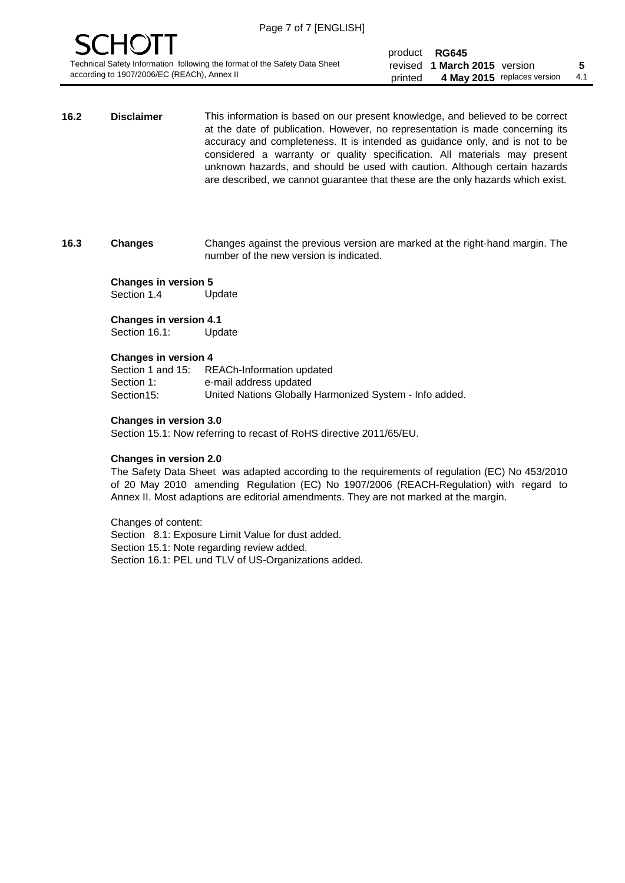**16.2 Disclaimer**

This information is based on our present knowledge, and believed to be correct at the date of publication. However, no representation is made concerning its accuracy and completeness. It is intended as guidance only, and is not to be considered a warranty or quality specification. All materials may present unknown hazards, and should be used with caution. Although certain hazards are described, we cannot guarantee that these are the only hazards which exist.

**16.3 Changes**

Changes against the previous version are marked at the right-hand margin. The number of the new version is indicated.

**Changes in version 5**

Section 1.4 Update

**Changes in version 4.1**

Section 16.1: Update

**Changes in version 4**

| | |
|---|---|
| Section 1 and 15: | REACh-Information updated |
| Section 1: | e-mail address updated |
| Section15: | United Nations Globally Harmonized System - Info added. |

**Changes in version 3.0**

Section 15.1: Now referring to recast of RoHS directive 2011/65/EU.

**Changes in version 2.0**

The Safety Data Sheet was adapted according to the requirements of regulation (EC) No 453/2010 of 20 May 2010 amending Regulation (EC) No 1907/2006 (REACH-Regulation) with regard to Annex II. Most adaptions are editorial amendments. They are not marked at the margin.

Changes of content:
Section 8.1: Exposure Limit Value for dust added.
Section 15.1: Note regarding review added.
Section 16.1: PEL und TLV of US-Organizations added.